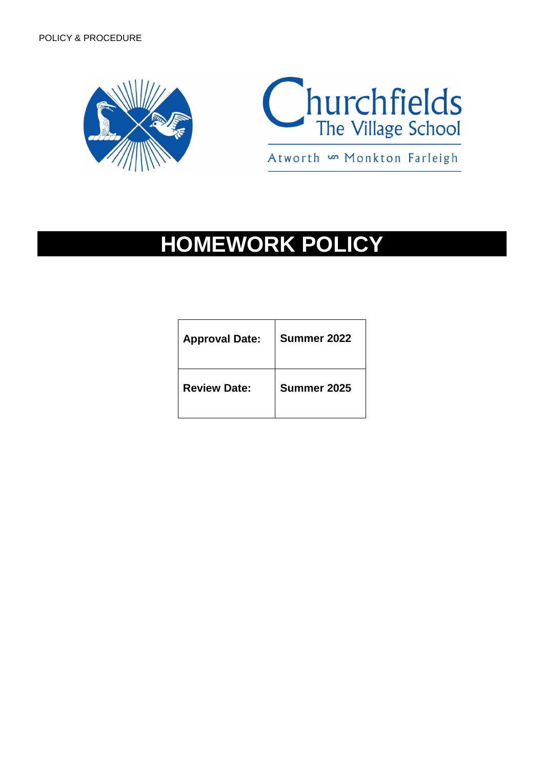POLICY & PROCEDURE

Churchfields
The Village School

Atworth ∽ Monkton Farleigh

# HOMEWORK POLICY

| **Approval Date:** | **Summer 2022** |
| --- | --- |
| **Review Date:** | **Summer 2025** |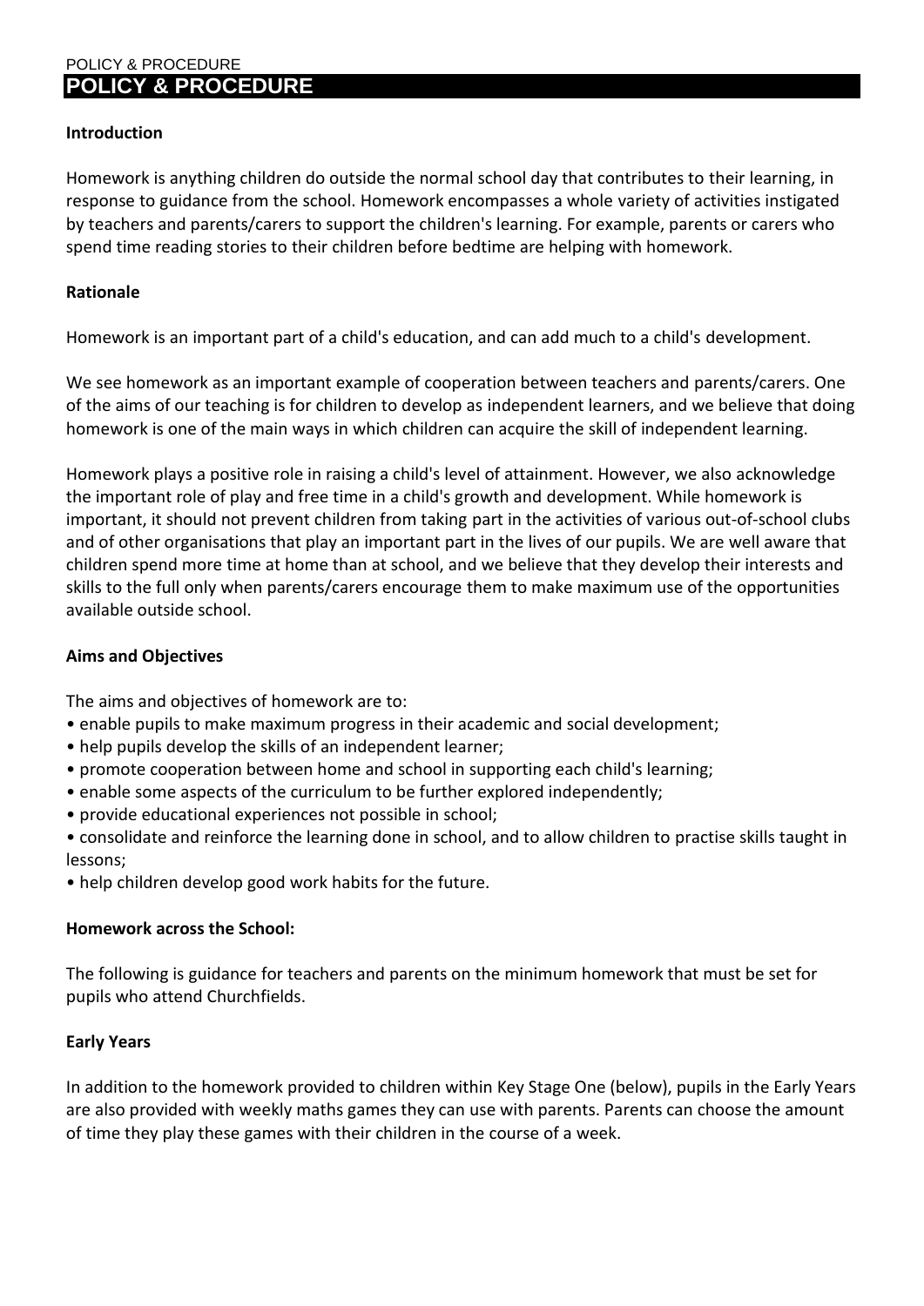# POLICY & PROCEDURE

**Introduction**

Homework is anything children do outside the normal school day that contributes to their learning, in response to guidance from the school. Homework encompasses a whole variety of activities instigated by teachers and parents/carers to support the children's learning. For example, parents or carers who spend time reading stories to their children before bedtime are helping with homework.

**Rationale**

Homework is an important part of a child's education, and can add much to a child's development.

We see homework as an important example of cooperation between teachers and parents/carers. One of the aims of our teaching is for children to develop as independent learners, and we believe that doing homework is one of the main ways in which children can acquire the skill of independent learning.

Homework plays a positive role in raising a child's level of attainment. However, we also acknowledge the important role of play and free time in a child's growth and development. While homework is important, it should not prevent children from taking part in the activities of various out-of-school clubs and of other organisations that play an important part in the lives of our pupils. We are well aware that children spend more time at home than at school, and we believe that they develop their interests and skills to the full only when parents/carers encourage them to make maximum use of the opportunities available outside school.

**Aims and Objectives**

The aims and objectives of homework are to:

- enable pupils to make maximum progress in their academic and social development;
- help pupils develop the skills of an independent learner;
- promote cooperation between home and school in supporting each child's learning;
- enable some aspects of the curriculum to be further explored independently;
- provide educational experiences not possible in school;
- consolidate and reinforce the learning done in school, and to allow children to practise skills taught in lessons;
- help children develop good work habits for the future.

**Homework across the School:**

The following is guidance for teachers and parents on the minimum homework that must be set for pupils who attend Churchfields.

**Early Years**

In addition to the homework provided to children within Key Stage One (below), pupils in the Early Years are also provided with weekly maths games they can use with parents. Parents can choose the amount of time they play these games with their children in the course of a week.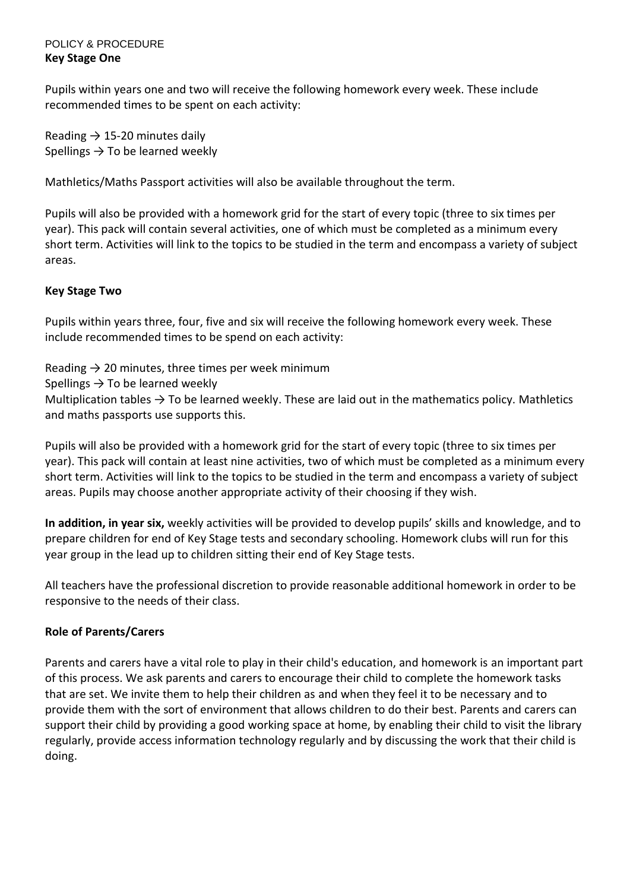POLICY & PROCEDURE

**Key Stage One**

Pupils within years one and two will receive the following homework every week. These include recommended times to be spent on each activity:

Reading → 15-20 minutes daily
Spellings → To be learned weekly

Mathletics/Maths Passport activities will also be available throughout the term.

Pupils will also be provided with a homework grid for the start of every topic (three to six times per year). This pack will contain several activities, one of which must be completed as a minimum every short term. Activities will link to the topics to be studied in the term and encompass a variety of subject areas.

**Key Stage Two**

Pupils within years three, four, five and six will receive the following homework every week. These include recommended times to be spend on each activity:

Reading → 20 minutes, three times per week minimum
Spellings → To be learned weekly
Multiplication tables → To be learned weekly. These are laid out in the mathematics policy. Mathletics and maths passports use supports this.

Pupils will also be provided with a homework grid for the start of every topic (three to six times per year). This pack will contain at least nine activities, two of which must be completed as a minimum every short term. Activities will link to the topics to be studied in the term and encompass a variety of subject areas. Pupils may choose another appropriate activity of their choosing if they wish.

**In addition, in year six,** weekly activities will be provided to develop pupils' skills and knowledge, and to prepare children for end of Key Stage tests and secondary schooling. Homework clubs will run for this year group in the lead up to children sitting their end of Key Stage tests.

All teachers have the professional discretion to provide reasonable additional homework in order to be responsive to the needs of their class.

**Role of Parents/Carers**

Parents and carers have a vital role to play in their child's education, and homework is an important part of this process. We ask parents and carers to encourage their child to complete the homework tasks that are set. We invite them to help their children as and when they feel it to be necessary and to provide them with the sort of environment that allows children to do their best. Parents and carers can support their child by providing a good working space at home, by enabling their child to visit the library regularly, provide access information technology regularly and by discussing the work that their child is doing.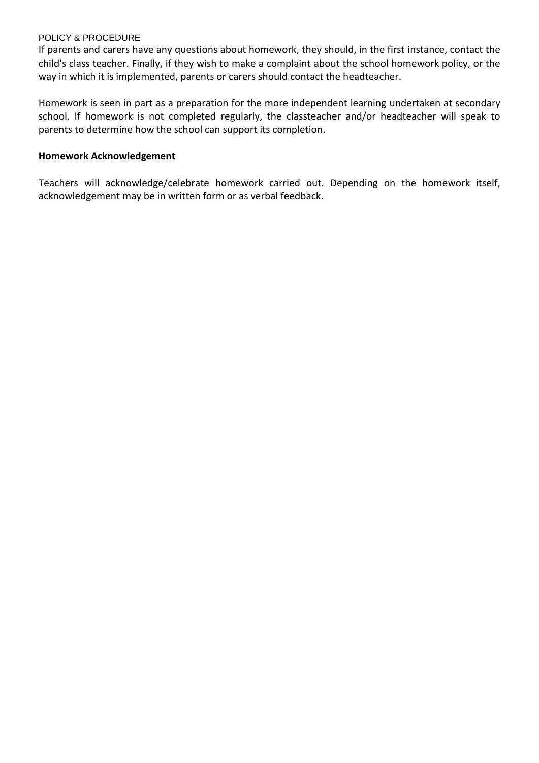If parents and carers have any questions about homework, they should, in the first instance, contact the child's class teacher. Finally, if they wish to make a complaint about the school homework policy, or the way in which it is implemented, parents or carers should contact the headteacher.

Homework is seen in part as a preparation for the more independent learning undertaken at secondary school. If homework is not completed regularly, the classteacher and/or headteacher will speak to parents to determine how the school can support its completion.

**Homework Acknowledgement**

Teachers will acknowledge/celebrate homework carried out. Depending on the homework itself, acknowledgement may be in written form or as verbal feedback.